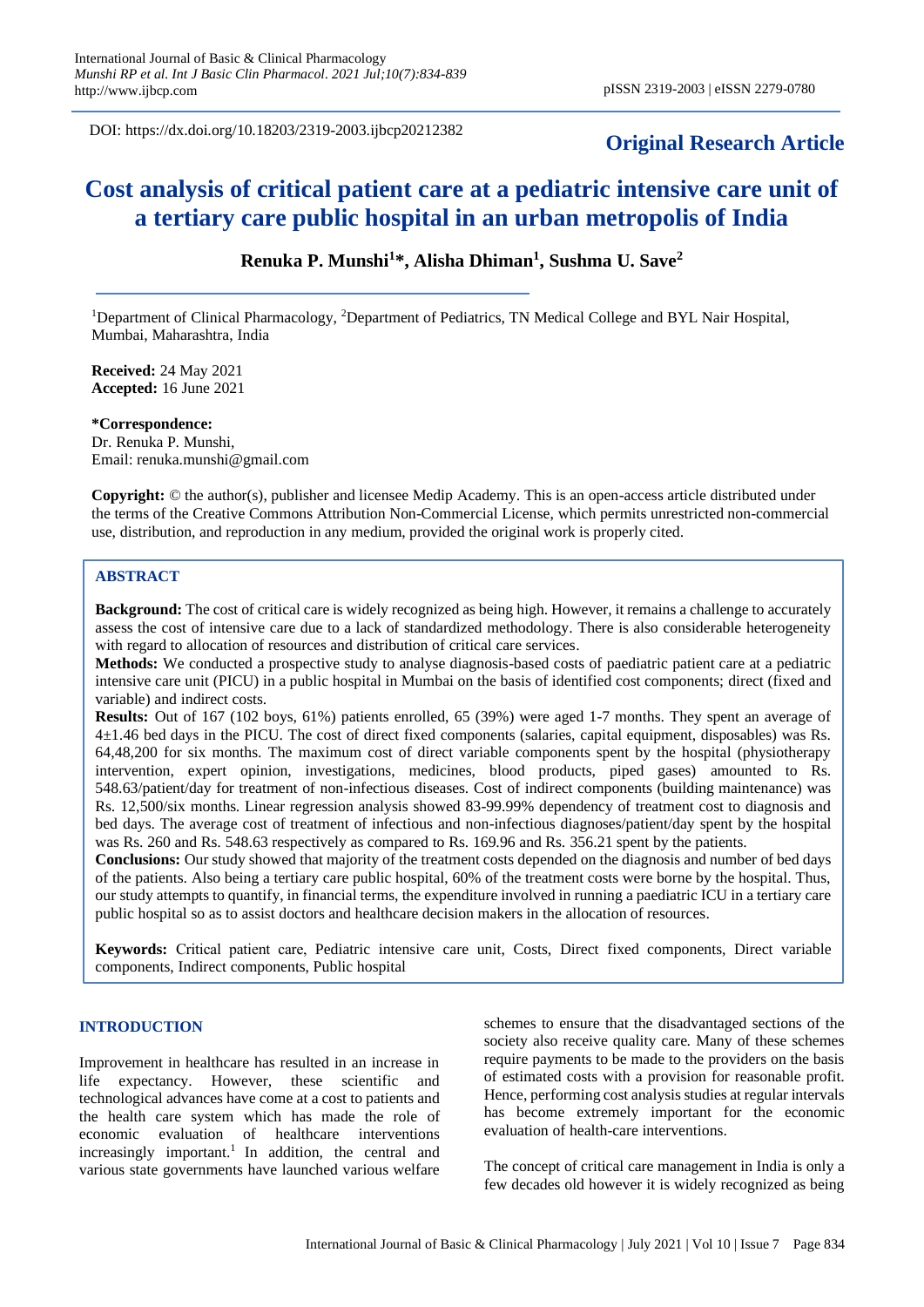DOI: https://dx.doi.org/10.18203/2319-2003.ijbcp20212382

**Original Research Article**

# Cost analysis of critical patient care at a pediatric intensive care unit of a tertiary care public hospital in an urban metropolis of India

**Renuka P. Munshi[1]*, Alisha Dhiman[1], Sushma U. Save[2]**

[1]Department of Clinical Pharmacology, [2]Department of Pediatrics, TN Medical College and BYL Nair Hospital, Mumbai, Maharashtra, India

**Received:** 24 May 2021
**Accepted:** 16 June 2021

**\*Correspondence:**
Dr. Renuka P. Munshi,
Email: renuka.munshi@gmail.com

**Copyright:** © the author(s), publisher and licensee Medip Academy. This is an open-access article distributed under the terms of the Creative Commons Attribution Non-Commercial License, which permits unrestricted non-commercial use, distribution, and reproduction in any medium, provided the original work is properly cited.

## ABSTRACT

**Background:** The cost of critical care is widely recognized as being high. However, it remains a challenge to accurately assess the cost of intensive care due to a lack of standardized methodology. There is also considerable heterogeneity with regard to allocation of resources and distribution of critical care services.

**Methods:** We conducted a prospective study to analyse diagnosis-based costs of paediatric patient care at a pediatric intensive care unit (PICU) in a public hospital in Mumbai on the basis of identified cost components; direct (fixed and variable) and indirect costs.

**Results:** Out of 167 (102 boys, 61%) patients enrolled, 65 (39%) were aged 1-7 months. They spent an average of 4±1.46 bed days in the PICU. The cost of direct fixed components (salaries, capital equipment, disposables) was Rs. 64,48,200 for six months. The maximum cost of direct variable components spent by the hospital (physiotherapy intervention, expert opinion, investigations, medicines, blood products, piped gases) amounted to Rs. 548.63/patient/day for treatment of non-infectious diseases. Cost of indirect components (building maintenance) was Rs. 12,500/six months. Linear regression analysis showed 83-99.99% dependency of treatment cost to diagnosis and bed days. The average cost of treatment of infectious and non-infectious diagnoses/patient/day spent by the hospital was Rs. 260 and Rs. 548.63 respectively as compared to Rs. 169.96 and Rs. 356.21 spent by the patients.

**Conclusions:** Our study showed that majority of the treatment costs depended on the diagnosis and number of bed days of the patients. Also being a tertiary care public hospital, 60% of the treatment costs were borne by the hospital. Thus, our study attempts to quantify, in financial terms, the expenditure involved in running a paediatric ICU in a tertiary care public hospital so as to assist doctors and healthcare decision makers in the allocation of resources.

**Keywords:** Critical patient care, Pediatric intensive care unit, Costs, Direct fixed components, Direct variable components, Indirect components, Public hospital

## INTRODUCTION

Improvement in healthcare has resulted in an increase in life expectancy. However, these scientific and technological advances have come at a cost to patients and the health care system which has made the role of economic evaluation of healthcare interventions increasingly important.[1] In addition, the central and various state governments have launched various welfare schemes to ensure that the disadvantaged sections of the society also receive quality care. Many of these schemes require payments to be made to the providers on the basis of estimated costs with a provision for reasonable profit. Hence, performing cost analysis studies at regular intervals has become extremely important for the economic evaluation of health-care interventions.

The concept of critical care management in India is only a few decades old however it is widely recognized as being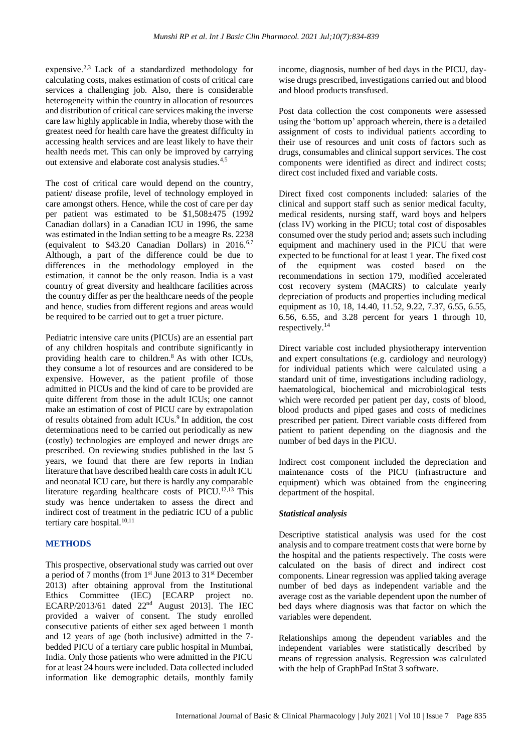expensive.[2,3] Lack of a standardized methodology for calculating costs, makes estimation of costs of critical care services a challenging job. Also, there is considerable heterogeneity within the country in allocation of resources and distribution of critical care services making the inverse care law highly applicable in India, whereby those with the greatest need for health care have the greatest difficulty in accessing health services and are least likely to have their health needs met. This can only be improved by carrying out extensive and elaborate cost analysis studies.[4,5]

The cost of critical care would depend on the country, patient/ disease profile, level of technology employed in care amongst others. Hence, while the cost of care per day per patient was estimated to be $1,508±475 (1992 Canadian dollars) in a Canadian ICU in 1996, the same was estimated in the Indian setting to be a meagre Rs. 2238 (equivalent to $43.20 Canadian Dollars) in 2016.[6,7] Although, a part of the difference could be due to differences in the methodology employed in the estimation, it cannot be the only reason. India is a vast country of great diversity and healthcare facilities across the country differ as per the healthcare needs of the people and hence, studies from different regions and areas would be required to be carried out to get a truer picture.

Pediatric intensive care units (PICUs) are an essential part of any children hospitals and contribute significantly in providing health care to children.[8] As with other ICUs, they consume a lot of resources and are considered to be expensive. However, as the patient profile of those admitted in PICUs and the kind of care to be provided are quite different from those in the adult ICUs; one cannot make an estimation of cost of PICU care by extrapolation of results obtained from adult ICUs.[9] In addition, the cost determinations need to be carried out periodically as new (costly) technologies are employed and newer drugs are prescribed. On reviewing studies published in the last 5 years, we found that there are few reports in Indian literature that have described health care costs in adult ICU and neonatal ICU care, but there is hardly any comparable literature regarding healthcare costs of PICU.[12,13] This study was hence undertaken to assess the direct and indirect cost of treatment in the pediatric ICU of a public tertiary care hospital.[10,11]

## METHODS

This prospective, observational study was carried out over a period of 7 months (from 1st June 2013 to 31st December 2013) after obtaining approval from the Institutional Ethics Committee (IEC) [ECARP project no. ECARP/2013/61 dated 22nd August 2013]. The IEC provided a waiver of consent. The study enrolled consecutive patients of either sex aged between 1 month and 12 years of age (both inclusive) admitted in the 7-bedded PICU of a tertiary care public hospital in Mumbai, India. Only those patients who were admitted in the PICU for at least 24 hours were included. Data collected included information like demographic details, monthly family income, diagnosis, number of bed days in the PICU, day-wise drugs prescribed, investigations carried out and blood and blood products transfused.

Post data collection the cost components were assessed using the 'bottom up' approach wherein, there is a detailed assignment of costs to individual patients according to their use of resources and unit costs of factors such as drugs, consumables and clinical support services. The cost components were identified as direct and indirect costs; direct cost included fixed and variable costs.

Direct fixed cost components included: salaries of the clinical and support staff such as senior medical faculty, medical residents, nursing staff, ward boys and helpers (class IV) working in the PICU; total cost of disposables consumed over the study period and; assets such including equipment and machinery used in the PICU that were expected to be functional for at least 1 year. The fixed cost of the equipment was costed based on the recommendations in section 179, modified accelerated cost recovery system (MACRS) to calculate yearly depreciation of products and properties including medical equipment as 10, 18, 14.40, 11.52, 9.22, 7.37, 6.55, 6.55, 6.56, 6.55, and 3.28 percent for years 1 through 10, respectively.[14]

Direct variable cost included physiotherapy intervention and expert consultations (e.g. cardiology and neurology) for individual patients which were calculated using a standard unit of time, investigations including radiology, haematological, biochemical and microbiological tests which were recorded per patient per day, costs of blood, blood products and piped gases and costs of medicines prescribed per patient. Direct variable costs differed from patient to patient depending on the diagnosis and the number of bed days in the PICU.

Indirect cost component included the depreciation and maintenance costs of the PICU (infrastructure and equipment) which was obtained from the engineering department of the hospital.

### *Statistical analysis*

Descriptive statistical analysis was used for the cost analysis and to compare treatment costs that were borne by the hospital and the patients respectively. The costs were calculated on the basis of direct and indirect cost components. Linear regression was applied taking average number of bed days as independent variable and the average cost as the variable dependent upon the number of bed days where diagnosis was that factor on which the variables were dependent.

Relationships among the dependent variables and the independent variables were statistically described by means of regression analysis. Regression was calculated with the help of GraphPad InStat 3 software.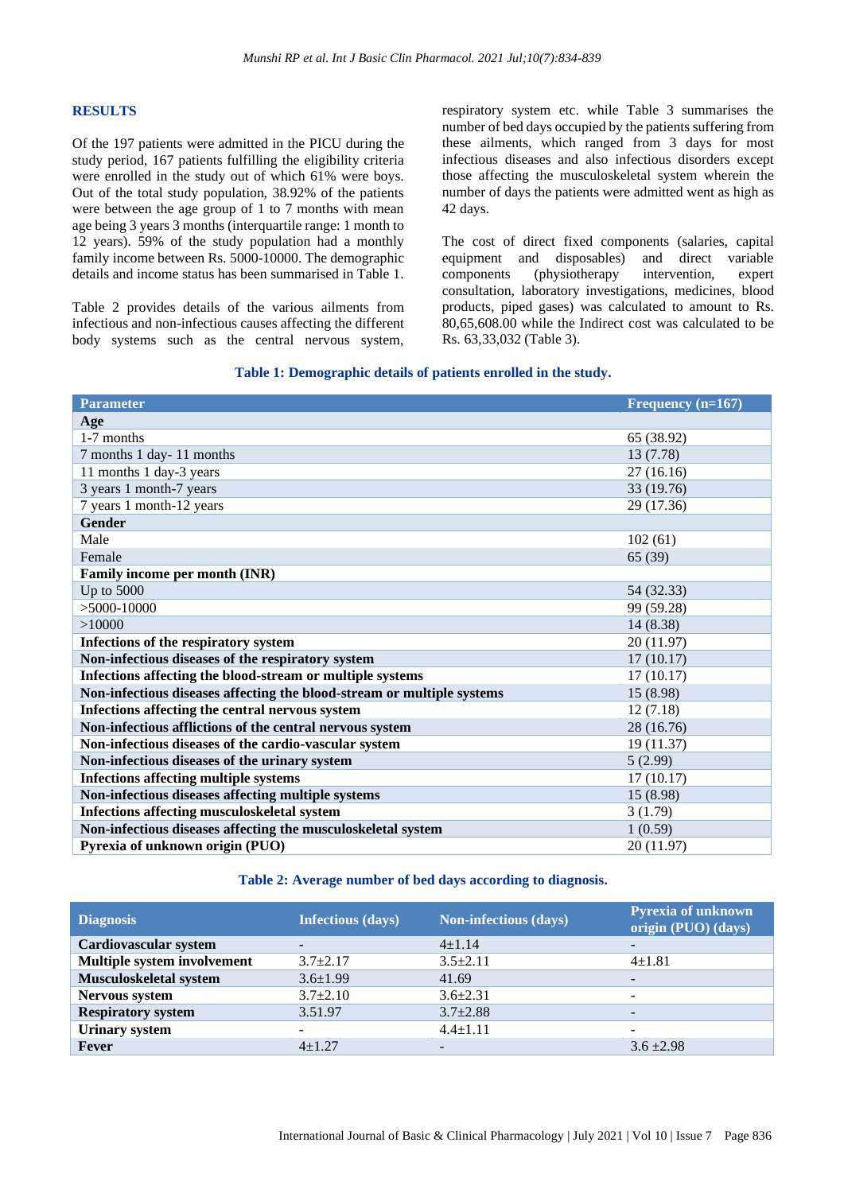## RESULTS

Of the 197 patients were admitted in the PICU during the study period, 167 patients fulfilling the eligibility criteria were enrolled in the study out of which 61% were boys. Out of the total study population, 38.92% of the patients were between the age group of 1 to 7 months with mean age being 3 years 3 months (interquartile range: 1 month to 12 years). 59% of the study population had a monthly family income between Rs. 5000-10000. The demographic details and income status has been summarised in Table 1.

Table 2 provides details of the various ailments from infectious and non-infectious causes affecting the different body systems such as the central nervous system, respiratory system etc. while Table 3 summarises the number of bed days occupied by the patients suffering from these ailments, which ranged from 3 days for most infectious diseases and also infectious disorders except those affecting the musculoskeletal system wherein the number of days the patients were admitted went as high as 42 days.

The cost of direct fixed components (salaries, capital equipment and disposables) and direct variable components (physiotherapy intervention, expert consultation, laboratory investigations, medicines, blood products, piped gases) was calculated to amount to Rs. 80,65,608.00 while the Indirect cost was calculated to be Rs. 63,33,032 (Table 3).

**Table 1: Demographic details of patients enrolled in the study.**

| Parameter | Frequency (n=167) |
|---|---|
| **Age** | |
| 1-7 months | 65 (38.92) |
| 7 months 1 day- 11 months | 13 (7.78) |
| 11 months 1 day-3 years | 27 (16.16) |
| 3 years 1 month-7 years | 33 (19.76) |
| 7 years 1 month-12 years | 29 (17.36) |
| **Gender** | |
| Male | 102 (61) |
| Female | 65 (39) |
| **Family income per month (INR)** | |
| Up to 5000 | 54 (32.33) |
| >5000-10000 | 99 (59.28) |
| >10000 | 14 (8.38) |
| **Infections of the respiratory system** | 20 (11.97) |
| **Non-infectious diseases of the respiratory system** | 17 (10.17) |
| **Infections affecting the blood-stream or multiple systems** | 17 (10.17) |
| **Non-infectious diseases affecting the blood-stream or multiple systems** | 15 (8.98) |
| **Infections affecting the central nervous system** | 12 (7.18) |
| **Non-infectious afflictions of the central nervous system** | 28 (16.76) |
| **Non-infectious diseases of the cardio-vascular system** | 19 (11.37) |
| **Non-infectious diseases of the urinary system** | 5 (2.99) |
| **Infections affecting multiple systems** | 17 (10.17) |
| **Non-infectious diseases affecting multiple systems** | 15 (8.98) |
| **Infections affecting musculoskeletal system** | 3 (1.79) |
| **Non-infectious diseases affecting the musculoskeletal system** | 1 (0.59) |
| **Pyrexia of unknown origin (PUO)** | 20 (11.97) |

**Table 2: Average number of bed days according to diagnosis.**

| Diagnosis | Infectious (days) | Non-infectious (days) | Pyrexia of unknown origin (PUO) (days) |
|---|---|---|---|
| **Cardiovascular system** | - | 4±1.14 | - |
| **Multiple system involvement** | 3.7±2.17 | 3.5±2.11 | 4±1.81 |
| **Musculoskeletal system** | 3.6±1.99 | 41.69 | - |
| **Nervous system** | 3.7±2.10 | 3.6±2.31 | - |
| **Respiratory system** | 3.51.97 | 3.7±2.88 | - |
| **Urinary system** | - | 4.4±1.11 | - |
| **Fever** | 4±1.27 | - | 3.6 ±2.98 |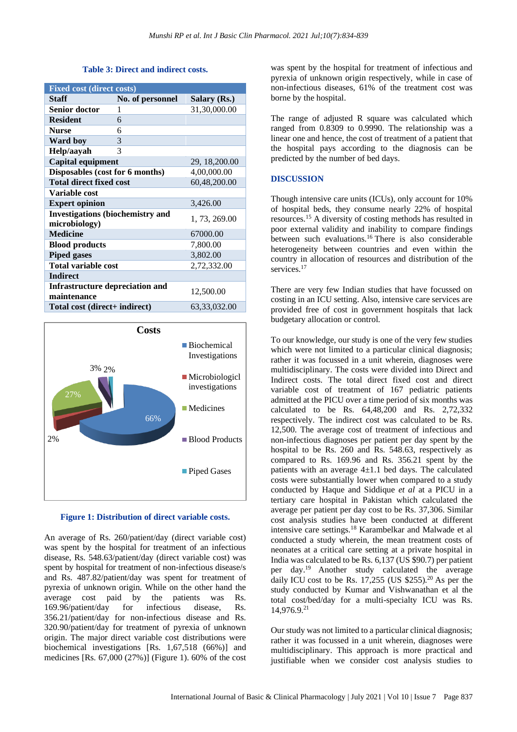**Table 3: Direct and indirect costs.**

| Fixed cost (direct costs) | | |
|---|---|---|
| **Staff** | **No. of personnel** | **Salary (Rs.)** |
| **Senior doctor** | 1 | 31,30,000.00 |
| **Resident** | 6 | |
| **Nurse** | 6 | |
| **Ward boy** | 3 | |
| **Help/aayah** | 3 | |
| **Capital equipment** | | 29, 18,200.00 |
| **Disposables (cost for 6 months)** | | 4,00,000.00 |
| **Total direct fixed cost** | | 60,48,200.00 |
| **Variable cost** | | |
| **Expert opinion** | | 3,426.00 |
| **Investigations (biochemistry and microbiology)** | | 1, 73, 269.00 |
| **Medicine** | | 67000.00 |
| **Blood products** | | 7,800.00 |
| **Piped gases** | | 3,802.00 |
| **Total variable cost** | | 2,72,332.00 |
| **Indirect** | | |
| **Infrastructure depreciation and maintenance** | | 12,500.00 |
| **Total cost (direct+ indirect)** | | 63,33,032.00 |

**Figure 1: Distribution of direct variable costs.**

An average of Rs. 260/patient/day (direct variable cost) was spent by the hospital for treatment of an infectious disease, Rs. 548.63/patient/day (direct variable cost) was spent by hospital for treatment of non-infectious disease/s and Rs. 487.82/patient/day was spent for treatment of pyrexia of unknown origin. While on the other hand the average cost paid by the patients was Rs. 169.96/patient/day for infectious disease, Rs. 356.21/patient/day for non-infectious disease and Rs. 320.90/patient/day for treatment of pyrexia of unknown origin. The major direct variable cost distributions were biochemical investigations [Rs. 1,67,518 (66%)] and medicines [Rs. 67,000 (27%)] (Figure 1). 60% of the cost was spent by the hospital for treatment of infectious and pyrexia of unknown origin respectively, while in case of non-infectious diseases, 61% of the treatment cost was borne by the hospital.

The range of adjusted R square was calculated which ranged from 0.8309 to 0.9990. The relationship was a linear one and hence, the cost of treatment of a patient that the hospital pays according to the diagnosis can be predicted by the number of bed days.

## DISCUSSION

Though intensive care units (ICUs), only account for 10% of hospital beds, they consume nearly 22% of hospital resources.[15] A diversity of costing methods has resulted in poor external validity and inability to compare findings between such evaluations.[16] There is also considerable heterogeneity between countries and even within the country in allocation of resources and distribution of the services.[17]

There are very few Indian studies that have focussed on costing in an ICU setting. Also, intensive care services are provided free of cost in government hospitals that lack budgetary allocation or control.

To our knowledge, our study is one of the very few studies which were not limited to a particular clinical diagnosis; rather it was focussed in a unit wherein, diagnoses were multidisciplinary. The costs were divided into Direct and Indirect costs. The total direct fixed cost and direct variable cost of treatment of 167 pediatric patients admitted at the PICU over a time period of six months was calculated to be Rs. 64,48,200 and Rs. 2,72,332 respectively. The indirect cost was calculated to be Rs. 12,500. The average cost of treatment of infectious and non-infectious diagnoses per patient per day spent by the hospital to be Rs. 260 and Rs. 548.63, respectively as compared to Rs. 169.96 and Rs. 356.21 spent by the patients with an average 4±1.1 bed days. The calculated costs were substantially lower when compared to a study conducted by Haque and Siddique *et al* at a PICU in a tertiary care hospital in Pakistan which calculated the average per patient per day cost to be Rs. 37,306. Similar cost analysis studies have been conducted at different intensive care settings.[18] Karambelkar and Malwade et al conducted a study wherein, the mean treatment costs of neonates at a critical care setting at a private hospital in India was calculated to be Rs. 6,137 (US $90.7) per patient per day.[19] Another study calculated the average daily ICU cost to be Rs. 17,255 (US $255).[20] As per the study conducted by Kumar and Vishwanathan et al the total cost/bed/day for a multi-specialty ICU was Rs. 14,976.9.[21]

Our study was not limited to a particular clinical diagnosis; rather it was focussed in a unit wherein, diagnoses were multidisciplinary. This approach is more practical and justifiable when we consider cost analysis studies to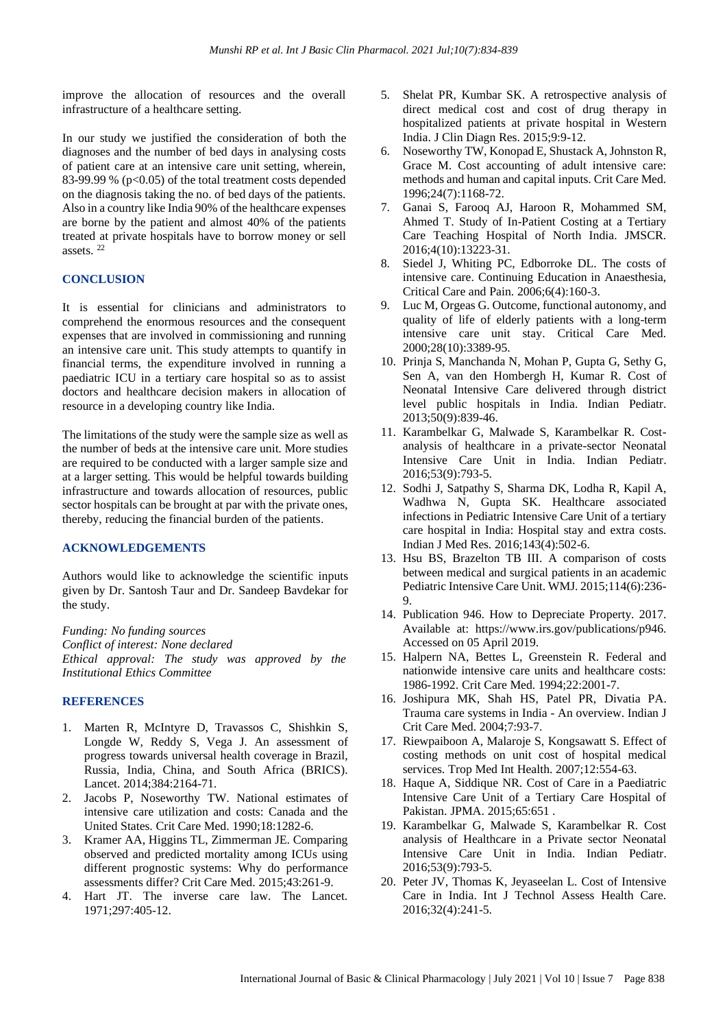improve the allocation of resources and the overall infrastructure of a healthcare setting.

In our study we justified the consideration of both the diagnoses and the number of bed days in analysing costs of patient care at an intensive care unit setting, wherein, 83-99.99 % ($p<0.05$) of the total treatment costs depended on the diagnosis taking the no. of bed days of the patients. Also in a country like India 90% of the healthcare expenses are borne by the patient and almost 40% of the patients treated at private hospitals have to borrow money or sell assets. [22]

## CONCLUSION

It is essential for clinicians and administrators to comprehend the enormous resources and the consequent expenses that are involved in commissioning and running an intensive care unit. This study attempts to quantify in financial terms, the expenditure involved in running a paediatric ICU in a tertiary care hospital so as to assist doctors and healthcare decision makers in allocation of resource in a developing country like India.

The limitations of the study were the sample size as well as the number of beds at the intensive care unit. More studies are required to be conducted with a larger sample size and at a larger setting. This would be helpful towards building infrastructure and towards allocation of resources, public sector hospitals can be brought at par with the private ones, thereby, reducing the financial burden of the patients.

## ACKNOWLEDGEMENTS

Authors would like to acknowledge the scientific inputs given by Dr. Santosh Taur and Dr. Sandeep Bavdekar for the study.

*Funding: No funding sources*
*Conflict of interest: None declared*
*Ethical approval: The study was approved by the Institutional Ethics Committee*

## REFERENCES

1. Marten R, McIntyre D, Travassos C, Shishkin S, Longde W, Reddy S, Vega J. An assessment of progress towards universal health coverage in Brazil, Russia, India, China, and South Africa (BRICS). Lancet. 2014;384:2164-71.
2. Jacobs P, Noseworthy TW. National estimates of intensive care utilization and costs: Canada and the United States. Crit Care Med. 1990;18:1282-6.
3. Kramer AA, Higgins TL, Zimmerman JE. Comparing observed and predicted mortality among ICUs using different prognostic systems: Why do performance assessments differ? Crit Care Med. 2015;43:261-9.
4. Hart JT. The inverse care law. The Lancet. 1971;297:405-12.
5. Shelat PR, Kumbar SK. A retrospective analysis of direct medical cost and cost of drug therapy in hospitalized patients at private hospital in Western India. J Clin Diagn Res. 2015;9:9-12.
6. Noseworthy TW, Konopad E, Shustack A, Johnston R, Grace M. Cost accounting of adult intensive care: methods and human and capital inputs. Crit Care Med. 1996;24(7):1168-72.
7. Ganai S, Farooq AJ, Haroon R, Mohammed SM, Ahmed T. Study of In-Patient Costing at a Tertiary Care Teaching Hospital of North India. JMSCR. 2016;4(10):13223-31.
8. Siedel J, Whiting PC, Edborroke DL. The costs of intensive care. Continuing Education in Anaesthesia, Critical Care and Pain. 2006;6(4):160-3.
9. Luc M, Orgeas G. Outcome, functional autonomy, and quality of life of elderly patients with a long-term intensive care unit stay. Critical Care Med. 2000;28(10):3389-95.
10. Prinja S, Manchanda N, Mohan P, Gupta G, Sethy G, Sen A, van den Hombergh H, Kumar R. Cost of Neonatal Intensive Care delivered through district level public hospitals in India. Indian Pediatr. 2013;50(9):839-46.
11. Karambelkar G, Malwade S, Karambelkar R. Cost-analysis of healthcare in a private-sector Neonatal Intensive Care Unit in India. Indian Pediatr. 2016;53(9):793-5.
12. Sodhi J, Satpathy S, Sharma DK, Lodha R, Kapil A, Wadhwa N, Gupta SK. Healthcare associated infections in Pediatric Intensive Care Unit of a tertiary care hospital in India: Hospital stay and extra costs. Indian J Med Res. 2016;143(4):502-6.
13. Hsu BS, Brazelton TB III. A comparison of costs between medical and surgical patients in an academic Pediatric Intensive Care Unit. WMJ. 2015;114(6):236-9.
14. Publication 946. How to Depreciate Property. 2017. Available at: https://www.irs.gov/publications/p946. Accessed on 05 April 2019.
15. Halpern NA, Bettes L, Greenstein R. Federal and nationwide intensive care units and healthcare costs: 1986-1992. Crit Care Med. 1994;22:2001-7.
16. Joshipura MK, Shah HS, Patel PR, Divatia PA. Trauma care systems in India - An overview. Indian J Crit Care Med. 2004;7:93-7.
17. Riewpaiboon A, Malaroje S, Kongsawatt S. Effect of costing methods on unit cost of hospital medical services. Trop Med Int Health. 2007;12:554-63.
18. Haque A, Siddique NR. Cost of Care in a Paediatric Intensive Care Unit of a Tertiary Care Hospital of Pakistan. JPMA. 2015;65:651 .
19. Karambelkar G, Malwade S, Karambelkar R. Cost analysis of Healthcare in a Private sector Neonatal Intensive Care Unit in India. Indian Pediatr. 2016;53(9):793-5.
20. Peter JV, Thomas K, Jeyaseelan L. Cost of Intensive Care in India. Int J Technol Assess Health Care. 2016;32(4):241-5.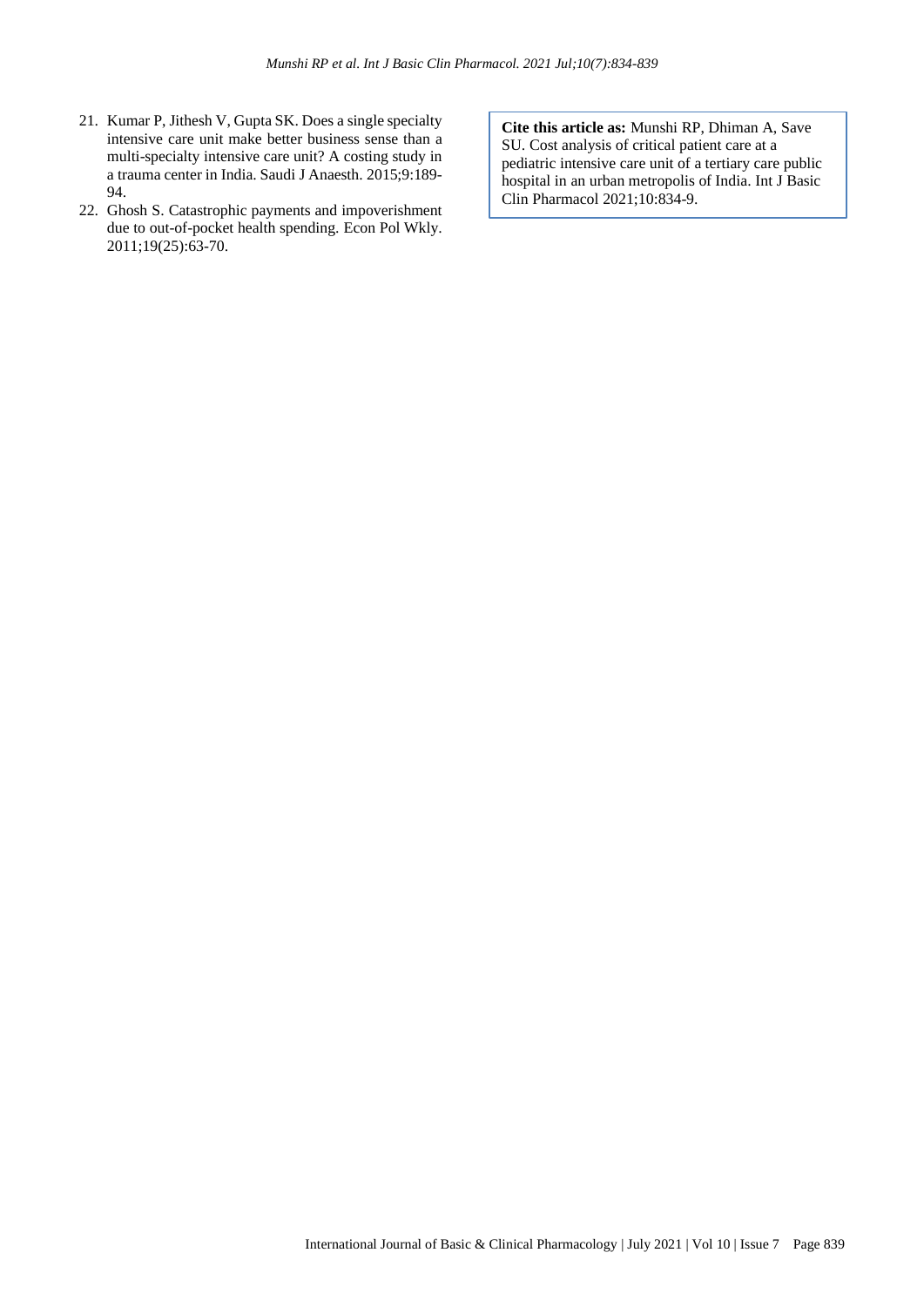21. Kumar P, Jithesh V, Gupta SK. Does a single specialty intensive care unit make better business sense than a multi-specialty intensive care unit? A costing study in a trauma center in India. Saudi J Anaesth. 2015;9:189-94.
22. Ghosh S. Catastrophic payments and impoverishment due to out-of-pocket health spending. Econ Pol Wkly. 2011;19(25):63-70.

**Cite this article as:** Munshi RP, Dhiman A, Save SU. Cost analysis of critical patient care at a pediatric intensive care unit of a tertiary care public hospital in an urban metropolis of India. Int J Basic Clin Pharmacol 2021;10:834-9.